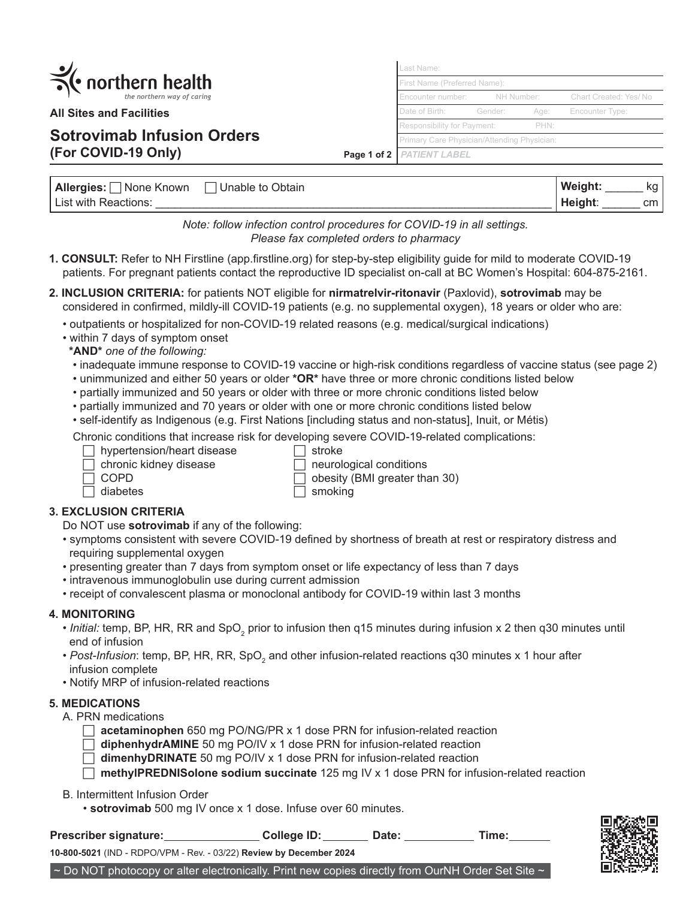northern health
*the northern way of caring*

**All Sites and Facilities**

# Sotrovimab Infusion Orders
## (For COVID-19 Only)

| |
|---|
| Last Name: |
| First Name (Preferred Name): |
| Encounter number: NH Number: Chart Created: Yes/ No |
| Date of Birth: Gender: Age: Encounter Type: |
| Responsibility for Payment: PHN: |
| Primary Care Physician/Attending Physician: |
| *PATIENT LABEL* |

| | |
|---|---|
| **Allergies:** ☐ None Known ☐ Unable to Obtain<br>List with Reactions: ______________________________ | **Weight:** ______ kg<br>**Height**: ______ cm |

*Note: follow infection control procedures for COVID-19 in all settings.*
*Please fax completed orders to pharmacy*

**1. CONSULT:** Refer to NH Firstline (app.firstline.org) for step-by-step eligibility guide for mild to moderate COVID-19 patients. For pregnant patients contact the reproductive ID specialist on-call at BC Women's Hospital: 604-875-2161.

**2. INCLUSION CRITERIA:** for patients NOT eligible for **nirmatrelvir-ritonavir** (Paxlovid), **sotrovimab** may be considered in confirmed, mildly-ill COVID-19 patients (e.g. no supplemental oxygen), 18 years or older who are:

- outpatients or hospitalized for non-COVID-19 related reasons (e.g. medical/surgical indications)
- within 7 days of symptom onset

**\*AND\*** *one of the following:*

- inadequate immune response to COVID-19 vaccine or high-risk conditions regardless of vaccine status (see page 2)
- unimmunized and either 50 years or older **\*OR\*** have three or more chronic conditions listed below
- partially immunized and 50 years or older with three or more chronic conditions listed below
- partially immunized and 70 years or older with one or more chronic conditions listed below
- self-identify as Indigenous (e.g. First Nations [including status and non-status], Inuit, or Métis)

Chronic conditions that increase risk for developing severe COVID-19-related complications:

- ☐ hypertension/heart disease
- ☐ chronic kidney disease
- ☐ COPD
- ☐ diabetes
- ☐ stroke
- ☐ neurological conditions
- ☐ obesity (BMI greater than 30)
- ☐ smoking

**3. EXCLUSION CRITERIA**

Do NOT use **sotrovimab** if any of the following:

- symptoms consistent with severe COVID-19 defined by shortness of breath at rest or respiratory distress and requiring supplemental oxygen
- presenting greater than 7 days from symptom onset or life expectancy of less than 7 days
- intravenous immunoglobulin use during current admission
- receipt of convalescent plasma or monoclonal antibody for COVID-19 within last 3 months

**4. MONITORING**

- *Initial:* temp, BP, HR, RR and $SpO_2$ prior to infusion then q15 minutes during infusion x 2 then q30 minutes until end of infusion
- *Post-Infusion*: temp, BP, HR, RR, $SpO_2$ and other infusion-related reactions q30 minutes x 1 hour after infusion complete
- Notify MRP of infusion-related reactions

**5. MEDICATIONS**

A. PRN medications

- ☐ **acetaminophen** 650 mg PO/NG/PR x 1 dose PRN for infusion-related reaction
- ☐ **diphenhydrAMINE** 50 mg PO/IV x 1 dose PRN for infusion-related reaction
- ☐ **dimenhyDRINATE** 50 mg PO/IV x 1 dose PRN for infusion-related reaction
- ☐ **methylPREDNISolone sodium succinate** 125 mg IV x 1 dose PRN for infusion-related reaction

B. Intermittent Infusion Order

- **sotrovimab** 500 mg IV once x 1 dose. Infuse over 60 minutes.

**Prescriber signature:**_______________ **College ID:**_______ **Date:** ___________ **Time:**_______

**10-800-5021** (IND - RDPO/VPM - Rev. - 03/22) **Review by December 2024**

~ Do NOT photocopy or alter electronically. Print new copies directly from OurNH Order Set Site ~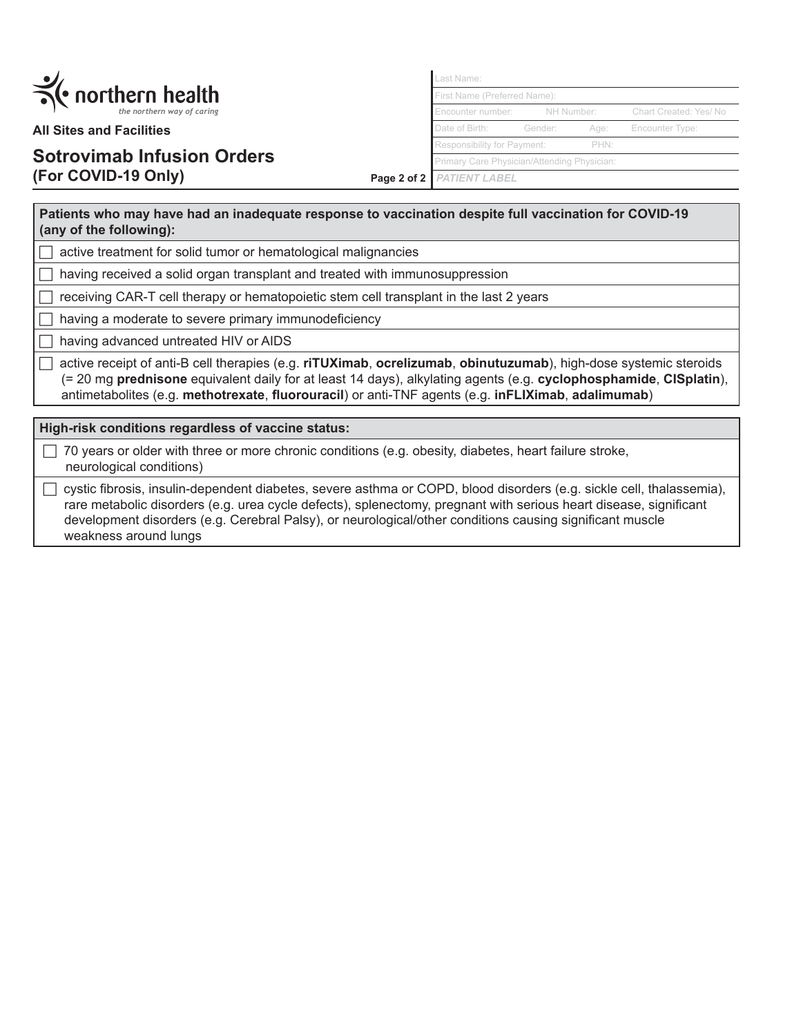**northern health**
*the northern way of caring*

**All Sites and Facilities**

## Sotrovimab Infusion Orders (For COVID-19 Only)

| |
|---|
| Last Name: |
| First Name (Preferred Name): |
| Encounter number: NH Number: Chart Created: Yes/ No |
| Date of Birth: Gender: Age: Encounter Type: |
| Responsibility for Payment: PHN: |
| Primary Care Physician/Attending Physician: |
| *PATIENT LABEL* |

**Patients who may have had an inadequate response to vaccination despite full vaccination for COVID-19 (any of the following):**

- ☐ active treatment for solid tumor or hematological malignancies
- ☐ having received a solid organ transplant and treated with immunosuppression
- ☐ receiving CAR-T cell therapy or hematopoietic stem cell transplant in the last 2 years
- ☐ having a moderate to severe primary immunodeficiency
- ☐ having advanced untreated HIV or AIDS
- ☐ active receipt of anti-B cell therapies (e.g. **riTUXimab**, **ocrelizumab**, **obinutuzumab**), high-dose systemic steroids (= 20 mg **prednisone** equivalent daily for at least 14 days), alkylating agents (e.g. **cyclophosphamide**, **CISplatin**), antimetabolites (e.g. **methotrexate**, **fluorouracil**) or anti-TNF agents (e.g. **inFLIXimab**, **adalimumab**)

**High-risk conditions regardless of vaccine status:**

- ☐ 70 years or older with three or more chronic conditions (e.g. obesity, diabetes, heart failure stroke, neurological conditions)
- ☐ cystic fibrosis, insulin-dependent diabetes, severe asthma or COPD, blood disorders (e.g. sickle cell, thalassemia), rare metabolic disorders (e.g. urea cycle defects), splenectomy, pregnant with serious heart disease, significant development disorders (e.g. Cerebral Palsy), or neurological/other conditions causing significant muscle weakness around lungs